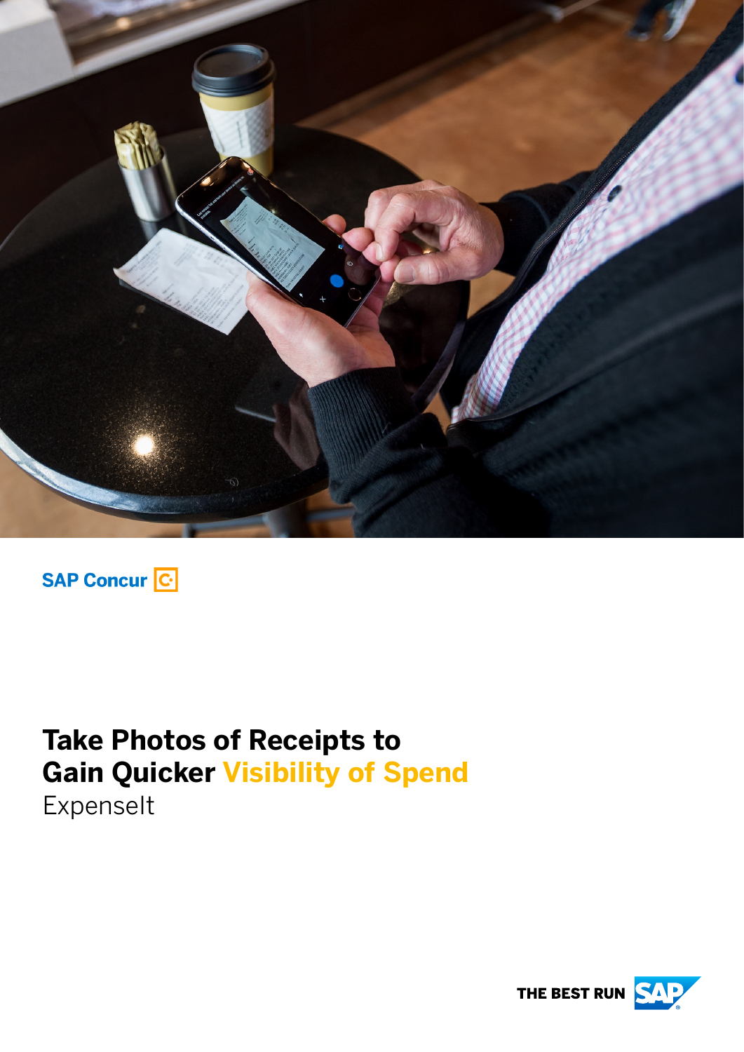SAP Concur

# Take Photos of Receipts to Gain Quicker Visibility of Spend

ExpenseIt

THE BEST RUN SAP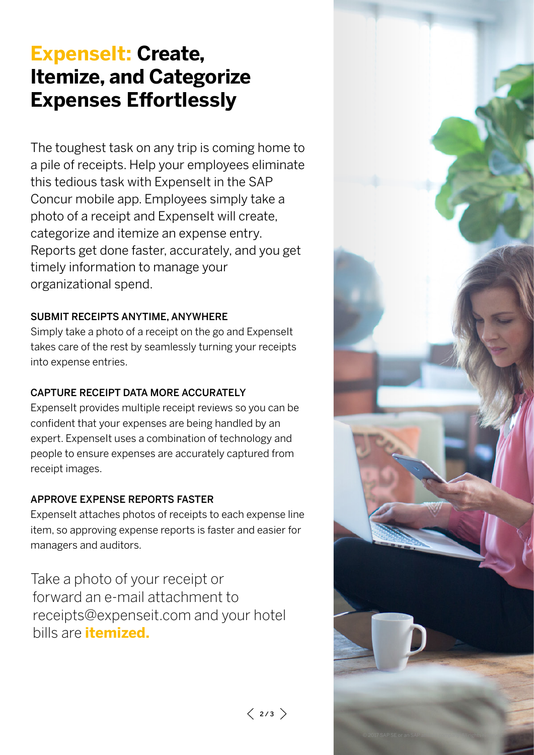# ExpenseIt: Create, Itemize, and Categorize Expenses Effortlessly

The toughest task on any trip is coming home to a pile of receipts. Help your employees eliminate this tedious task with ExpenseIt in the SAP Concur mobile app. Employees simply take a photo of a receipt and ExpenseIt will create, categorize and itemize an expense entry. Reports get done faster, accurately, and you get timely information to manage your organizational spend.

### SUBMIT RECEIPTS ANYTIME, ANYWHERE

Simply take a photo of a receipt on the go and ExpenseIt takes care of the rest by seamlessly turning your receipts into expense entries.

### CAPTURE RECEIPT DATA MORE ACCURATELY

ExpenseIt provides multiple receipt reviews so you can be confident that your expenses are being handled by an expert. ExpenseIt uses a combination of technology and people to ensure expenses are accurately captured from receipt images.

### APPROVE EXPENSE REPORTS FASTER

ExpenseIt attaches photos of receipts to each expense line item, so approving expense reports is faster and easier for managers and auditors.

Take a photo of your receipt or forward an e-mail attachment to receipts@expenseit.com and your hotel bills are **itemized.**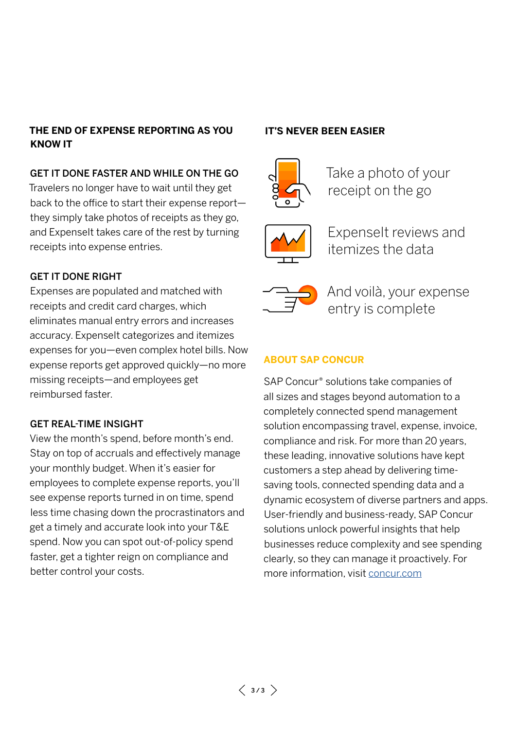## THE END OF EXPENSE REPORTING AS YOU KNOW IT

### GET IT DONE FASTER AND WHILE ON THE GO

Travelers no longer have to wait until they get back to the office to start their expense report—they simply take photos of receipts as they go, and ExpenseIt takes care of the rest by turning receipts into expense entries.

### GET IT DONE RIGHT

Expenses are populated and matched with receipts and credit card charges, which eliminates manual entry errors and increases accuracy. ExpenseIt categorizes and itemizes expenses for you—even complex hotel bills. Now expense reports get approved quickly—no more missing receipts—and employees get reimbursed faster.

### GET REAL-TIME INSIGHT

View the month's spend, before month's end. Stay on top of accruals and effectively manage your monthly budget. When it's easier for employees to complete expense reports, you'll see expense reports turned in on time, spend less time chasing down the procrastinators and get a timely and accurate look into your T&E spend. Now you can spot out-of-policy spend faster, get a tighter reign on compliance and better control your costs.

## IT'S NEVER BEEN EASIER

Take a photo of your receipt on the go

ExpenseIt reviews and itemizes the data

And voilà, your expense entry is complete

## ABOUT SAP CONCUR

SAP Concur® solutions take companies of all sizes and stages beyond automation to a completely connected spend management solution encompassing travel, expense, invoice, compliance and risk. For more than 20 years, these leading, innovative solutions have kept customers a step ahead by delivering time-saving tools, connected spending data and a dynamic ecosystem of diverse partners and apps. User-friendly and business-ready, SAP Concur solutions unlock powerful insights that help businesses reduce complexity and see spending clearly, so they can manage it proactively. For more information, visit concur.com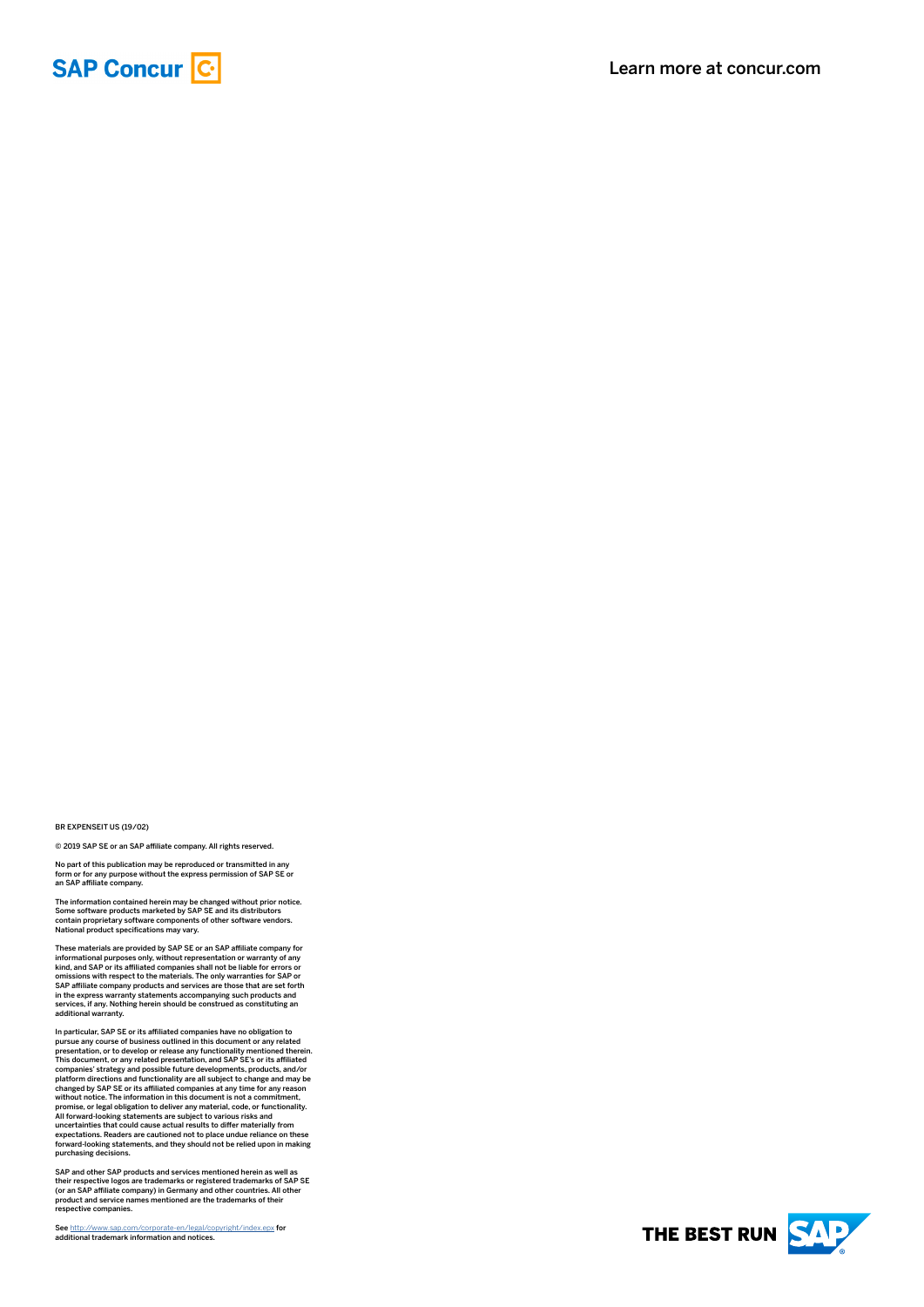SAP Concur

Learn more at concur.com

BR EXPENSEIT US (19/02)

© 2019 SAP SE or an SAP affiliate company. All rights reserved.

No part of this publication may be reproduced or transmitted in any form or for any purpose without the express permission of SAP SE or an SAP affiliate company.

The information contained herein may be changed without prior notice. Some software products marketed by SAP SE and its distributors contain proprietary software components of other software vendors. National product specifications may vary.

These materials are provided by SAP SE or an SAP affiliate company for informational purposes only, without representation or warranty of any kind, and SAP or its affiliated companies shall not be liable for errors or omissions with respect to the materials. The only warranties for SAP or SAP affiliate company products and services are those that are set forth in the express warranty statements accompanying such products and services, if any. Nothing herein should be construed as constituting an additional warranty.

In particular, SAP SE or its affiliated companies have no obligation to pursue any course of business outlined in this document or any related presentation, or to develop or release any functionality mentioned therein. This document, or any related presentation, and SAP SE's or its affiliated companies' strategy and possible future developments, products, and/or platform directions and functionality are all subject to change and may be changed by SAP SE or its affiliated companies at any time for any reason without notice. The information in this document is not a commitment, promise, or legal obligation to deliver any material, code, or functionality. All forward-looking statements are subject to various risks and uncertainties that could cause actual results to differ materially from expectations. Readers are cautioned not to place undue reliance on these forward-looking statements, and they should not be relied upon in making purchasing decisions.

SAP and other SAP products and services mentioned herein as well as their respective logos are trademarks or registered trademarks of SAP SE (or an SAP affiliate company) in Germany and other countries. All other product and service names mentioned are the trademarks of their respective companies.

See http://www.sap.com/corporate-en/legal/copyright/index.epx for additional trademark information and notices.

THE BEST RUN SAP